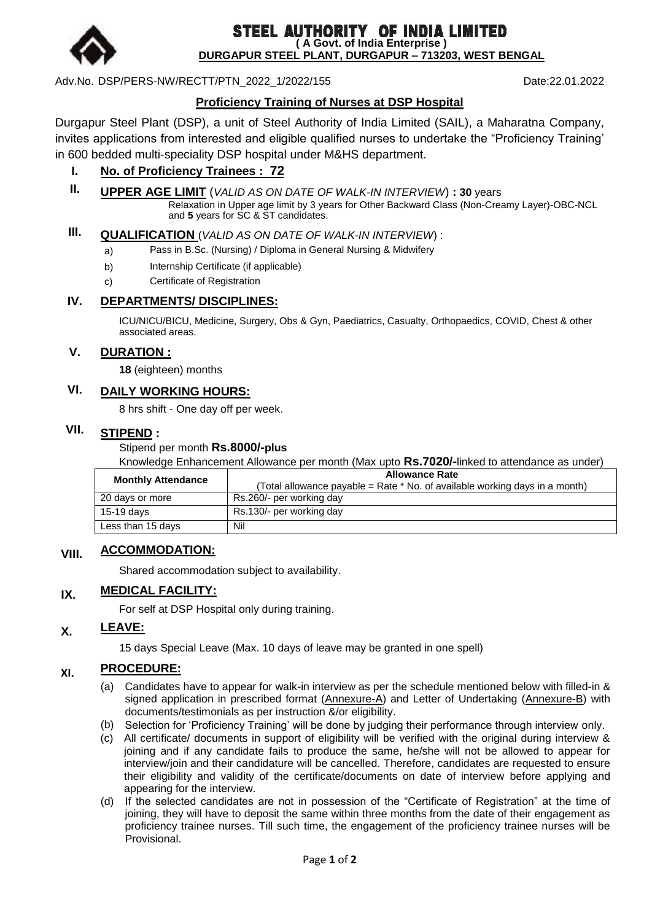# STEEL AUTHORITY OF INDIA LIMITED

**( A Govt. of India Enterprise )**

**DURGAPUR STEEL PLANT, DURGAPUR – 713203, WEST BENGAL**

Adv.No. DSP/PERS-NW/RECTT/PTN_2022_1/2022/155 Date:22.01.2022

## Proficiency Training of Nurses at DSP Hospital

Durgapur Steel Plant (DSP), a unit of Steel Authority of India Limited (SAIL), a Maharatna Company, invites applications from interested and eligible qualified nurses to undertake the "Proficiency Training' in 600 bedded multi-speciality DSP hospital under M&HS department.

### I. No. of Proficiency Trainees : 72

### II. UPPER AGE LIMIT (*VALID AS ON DATE OF WALK-IN INTERVIEW*) : 30 years

Relaxation in Upper age limit by 3 years for Other Backward Class (Non-Creamy Layer)-OBC-NCL and **5** years for SC & ST candidates.

### III. QUALIFICATION (*VALID AS ON DATE OF WALK-IN INTERVIEW*) :

a) Pass in B.Sc. (Nursing) / Diploma in General Nursing & Midwifery

b) Internship Certificate (if applicable)

c) Certificate of Registration

### IV. DEPARTMENTS/ DISCIPLINES:

ICU/NICU/BICU, Medicine, Surgery, Obs & Gyn, Paediatrics, Casualty, Orthopaedics, COVID, Chest & other associated areas.

### V. DURATION :

**18** (eighteen) months

### VI. DAILY WORKING HOURS:

8 hrs shift - One day off per week.

### VII. STIPEND :

Stipend per month **Rs.8000/-plus**

Knowledge Enhancement Allowance per month (Max upto **Rs.7020/-**linked to attendance as under)

| Monthly Attendance | Allowance Rate (Total allowance payable = Rate * No. of available working days in a month) |
|---|---|
| 20 days or more | Rs.260/- per working day |
| 15-19 days | Rs.130/- per working day |
| Less than 15 days | Nil |

### VIII. ACCOMMODATION:

Shared accommodation subject to availability.

### IX. MEDICAL FACILITY:

For self at DSP Hospital only during training.

### X. LEAVE:

15 days Special Leave (Max. 10 days of leave may be granted in one spell)

### XI. PROCEDURE:

(a) Candidates have to appear for walk-in interview as per the schedule mentioned below with filled-in & signed application in prescribed format (Annexure-A) and Letter of Undertaking (Annexure-B) with documents/testimonials as per instruction &/or eligibility.

(b) Selection for 'Proficiency Training' will be done by judging their performance through interview only.

(c) All certificate/ documents in support of eligibility will be verified with the original during interview & joining and if any candidate fails to produce the same, he/she will not be allowed to appear for interview/join and their candidature will be cancelled. Therefore, candidates are requested to ensure their eligibility and validity of the certificate/documents on date of interview before applying and appearing for the interview.

(d) If the selected candidates are not in possession of the "Certificate of Registration" at the time of joining, they will have to deposit the same within three months from the date of their engagement as proficiency trainee nurses. Till such time, the engagement of the proficiency trainee nurses will be Provisional.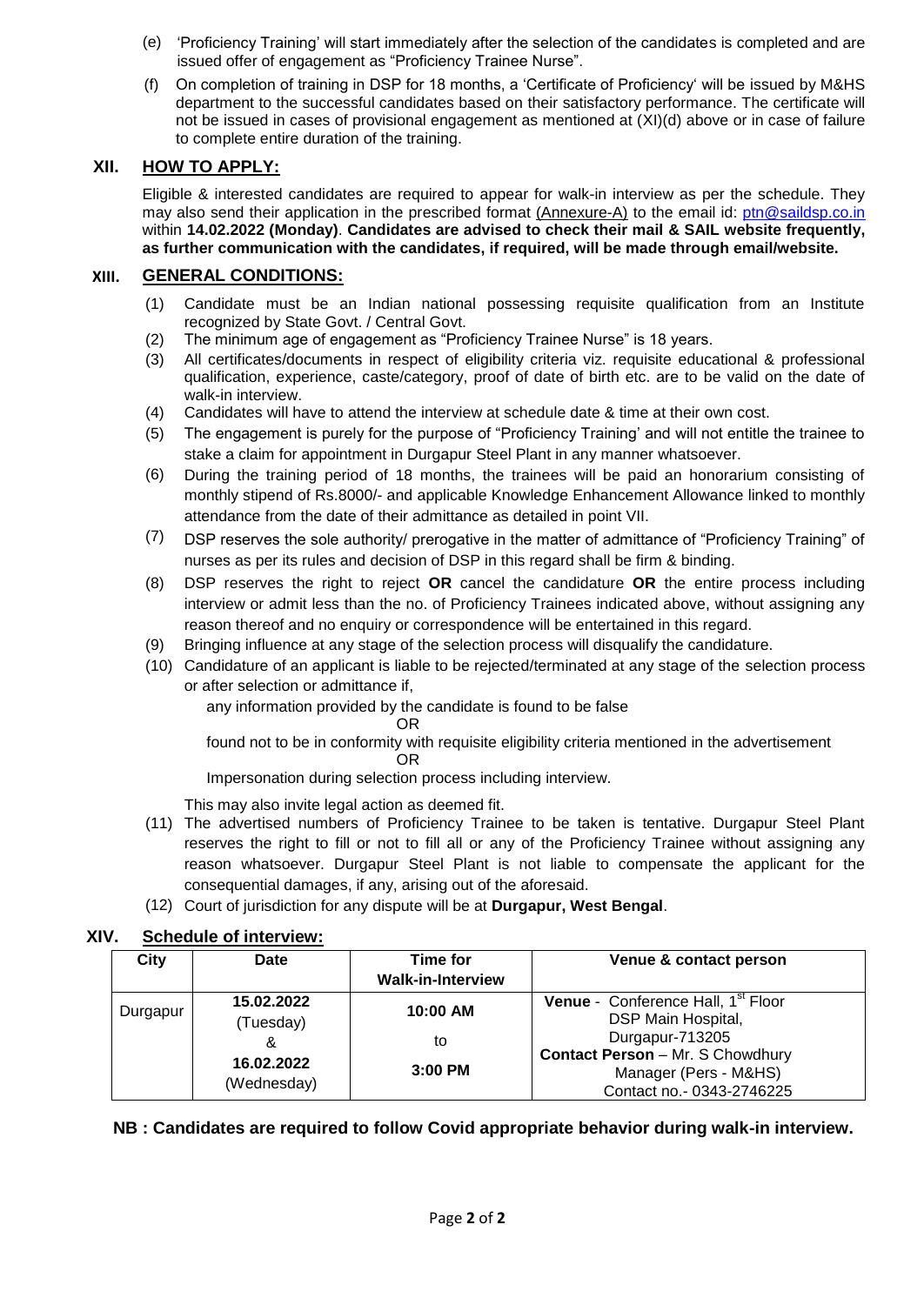(e) 'Proficiency Training' will start immediately after the selection of the candidates is completed and are issued offer of engagement as "Proficiency Trainee Nurse".

(f) On completion of training in DSP for 18 months, a 'Certificate of Proficiency' will be issued by M&HS department to the successful candidates based on their satisfactory performance. The certificate will not be issued in cases of provisional engagement as mentioned at (XI)(d) above or in case of failure to complete entire duration of the training.

## XII. HOW TO APPLY:

Eligible & interested candidates are required to appear for walk-in interview as per the schedule. They may also send their application in the prescribed format (Annexure-A) to the email id: ptn@saildsp.co.in within **14.02.2022 (Monday)**. **Candidates are advised to check their mail & SAIL website frequently, as further communication with the candidates, if required, will be made through email/website.**

## XIII. GENERAL CONDITIONS:

(1) Candidate must be an Indian national possessing requisite qualification from an Institute recognized by State Govt. / Central Govt.

(2) The minimum age of engagement as "Proficiency Trainee Nurse" is 18 years.

(3) All certificates/documents in respect of eligibility criteria viz. requisite educational & professional qualification, experience, caste/category, proof of date of birth etc. are to be valid on the date of walk-in interview.

(4) Candidates will have to attend the interview at schedule date & time at their own cost.

(5) The engagement is purely for the purpose of "Proficiency Training' and will not entitle the trainee to stake a claim for appointment in Durgapur Steel Plant in any manner whatsoever.

(6) During the training period of 18 months, the trainees will be paid an honorarium consisting of monthly stipend of Rs.8000/- and applicable Knowledge Enhancement Allowance linked to monthly attendance from the date of their admittance as detailed in point VII.

(7) DSP reserves the sole authority/ prerogative in the matter of admittance of "Proficiency Training" of nurses as per its rules and decision of DSP in this regard shall be firm & binding.

(8) DSP reserves the right to reject **OR** cancel the candidature **OR** the entire process including interview or admit less than the no. of Proficiency Trainees indicated above, without assigning any reason thereof and no enquiry or correspondence will be entertained in this regard.

(9) Bringing influence at any stage of the selection process will disqualify the candidature.

(10) Candidature of an applicant is liable to be rejected/terminated at any stage of the selection process or after selection or admittance if,

any information provided by the candidate is found to be false

OR

found not to be in conformity with requisite eligibility criteria mentioned in the advertisement

OR

Impersonation during selection process including interview.

This may also invite legal action as deemed fit.

(11) The advertised numbers of Proficiency Trainee to be taken is tentative. Durgapur Steel Plant reserves the right to fill or not to fill all or any of the Proficiency Trainee without assigning any reason whatsoever. Durgapur Steel Plant is not liable to compensate the applicant for the consequential damages, if any, arising out of the aforesaid.

(12) Court of jurisdiction for any dispute will be at **Durgapur, West Bengal**.

## XIV. Schedule of interview:

| City | Date | Time for Walk-in-Interview | Venue & contact person |
|---|---|---|---|
| Durgapur | **15.02.2022** (Tuesday) & **16.02.2022** (Wednesday) | **10:00 AM** to **3:00 PM** | **Venue** - Conference Hall, 1st Floor DSP Main Hospital, Durgapur-713205 **Contact Person** – Mr. S Chowdhury Manager (Pers - M&HS) Contact no.- 0343-2746225 |

**NB : Candidates are required to follow Covid appropriate behavior during walk-in interview.**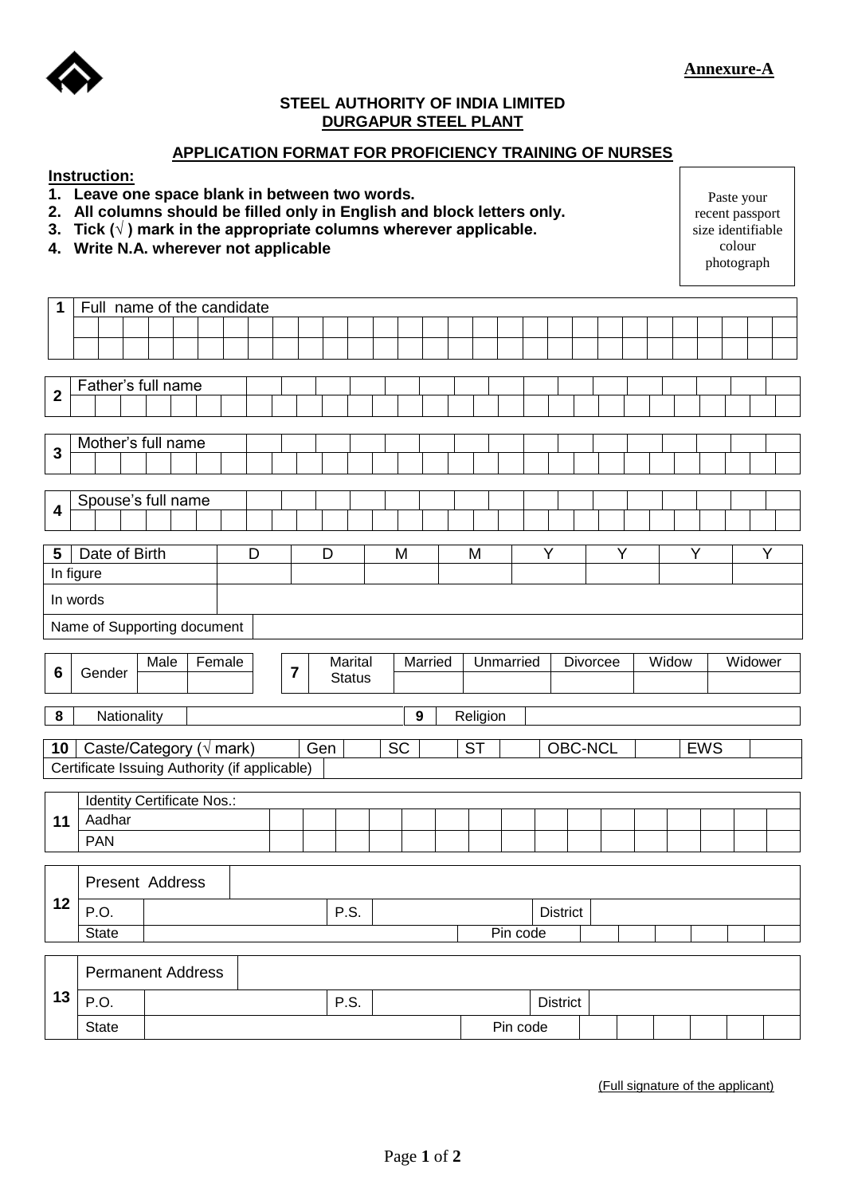**Annexure-A**

**STEEL AUTHORITY OF INDIA LIMITED**
**DURGAPUR STEEL PLANT**

## APPLICATION FORMAT FOR PROFICIENCY TRAINING OF NURSES

**Instruction:**

1. **Leave one space blank in between two words.**
2. **All columns should be filled only in English and block letters only.**
3. **Tick (√ ) mark in the appropriate columns wherever applicable.**
4. **Write N.A. wherever not applicable**

Paste your recent passport size identifiable colour photograph

| 1 | Full name of the candidate |
|---|---|
| | |
| | |

| 2 | Father's full name |
|---|---|
| | |

| 3 | Mother's full name |
|---|---|
| | |

| 4 | Spouse's full name |
|---|---|
| | |

| 5 Date of Birth | D | D | M | M | Y | Y | Y | Y |
|---|---|---|---|---|---|---|---|---|
| In figure | | | | | | | | |
| In words | | | | | | | | |
| Name of Supporting document | | | | | | | | |

| 6 | Gender | Male | Female |
|---|---|---|---|
| | | | |

| 7 | Marital Status | Married | Unmarried | Divorcee | Widow | Widower |
|---|---|---|---|---|---|---|
| | | | | | | |

| 8 | Nationality | | 9 | Religion | |
|---|---|---|---|---|---|

| 10 | Caste/Category (√ mark) | Gen | | SC | | ST | | OBC-NCL | | EWS | |
|---|---|---|---|---|---|---|---|---|---|---|---|
| Certificate Issuing Authority (if applicable) | | | | | | | | | | | |

| 11 | Identity Certificate Nos.: | |
|---|---|---|
| | Aadhar | |
| | PAN | |

| 12 | Present Address | | | | | |
|---|---|---|---|---|---|---|
| | P.O. | | P.S. | | District | |
| | State | | | Pin code | | |

| 13 | Permanent Address | | | | | |
|---|---|---|---|---|---|---|
| | P.O. | | P.S. | | District | |
| | State | | | Pin code | | |

(Full signature of the applicant)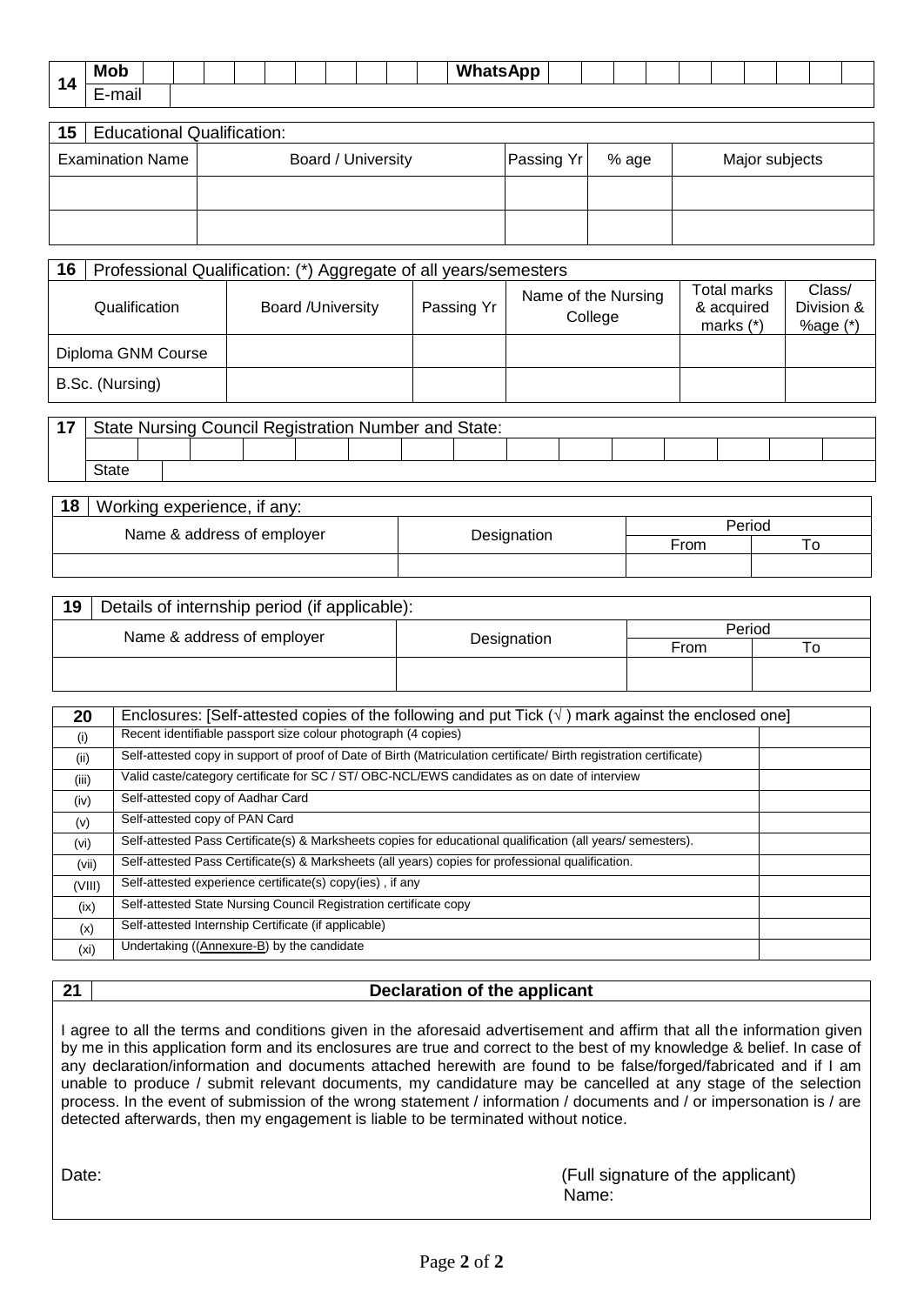| 14 | Mob | | WhatsApp | |
|---|---|---|---|---|
| | E-mail | | | |

| 15 | Educational Qualification: | | | |
|---|---|---|---|---|
| Examination Name | Board / University | Passing Yr | % age | Major subjects |
| | | | | |
| | | | | |

| 16 | Professional Qualification: (*) Aggregate of all years/semesters | | | | |
|---|---|---|---|---|---|
| Qualification | Board /University | Passing Yr | Name of the Nursing College | Total marks & acquired marks (*) | Class/ Division & %age (*) |
| Diploma GNM Course | | | | | |
| B.Sc. (Nursing) | | | | | |

| 17 | State Nursing Council Registration Number and State: |
|---|---|
| | |
| | State |

| 18 | Working experience, if any: | | |
|---|---|---|---|
| Name & address of employer | Designation | Period | |
| | | From | To |
| | | | |

| 19 | Details of internship period (if applicable): | | |
|---|---|---|---|
| Name & address of employer | Designation | Period | |
| | | From | To |
| | | | |

| 20 | Enclosures: [Self-attested copies of the following and put Tick (√ ) mark against the enclosed one] | |
|---|---|---|
| (i) | Recent identifiable passport size colour photograph (4 copies) | |
| (ii) | Self-attested copy in support of proof of Date of Birth (Matriculation certificate/ Birth registration certificate) | |
| (iii) | Valid caste/category certificate for SC / ST/ OBC-NCL/EWS candidates as on date of interview | |
| (iv) | Self-attested copy of Aadhar Card | |
| (v) | Self-attested copy of PAN Card | |
| (vi) | Self-attested Pass Certificate(s) & Marksheets copies for educational qualification (all years/ semesters). | |
| (vii) | Self-attested Pass Certificate(s) & Marksheets (all years) copies for professional qualification. | |
| (VIII) | Self-attested experience certificate(s) copy(ies) , if any | |
| (ix) | Self-attested State Nursing Council Registration certificate copy | |
| (x) | Self-attested Internship Certificate (if applicable) | |
| (xi) | Undertaking ((Annexure-B) by the candidate | |

**21 Declaration of the applicant**

I agree to all the terms and conditions given in the aforesaid advertisement and affirm that all the information given by me in this application form and its enclosures are true and correct to the best of my knowledge & belief. In case of any declaration/information and documents attached herewith are found to be false/forged/fabricated and if I am unable to produce / submit relevant documents, my candidature may be cancelled at any stage of the selection process. In the event of submission of the wrong statement / information / documents and / or impersonation is / are detected afterwards, then my engagement is liable to be terminated without notice.

Date: (Full signature of the applicant)

Name: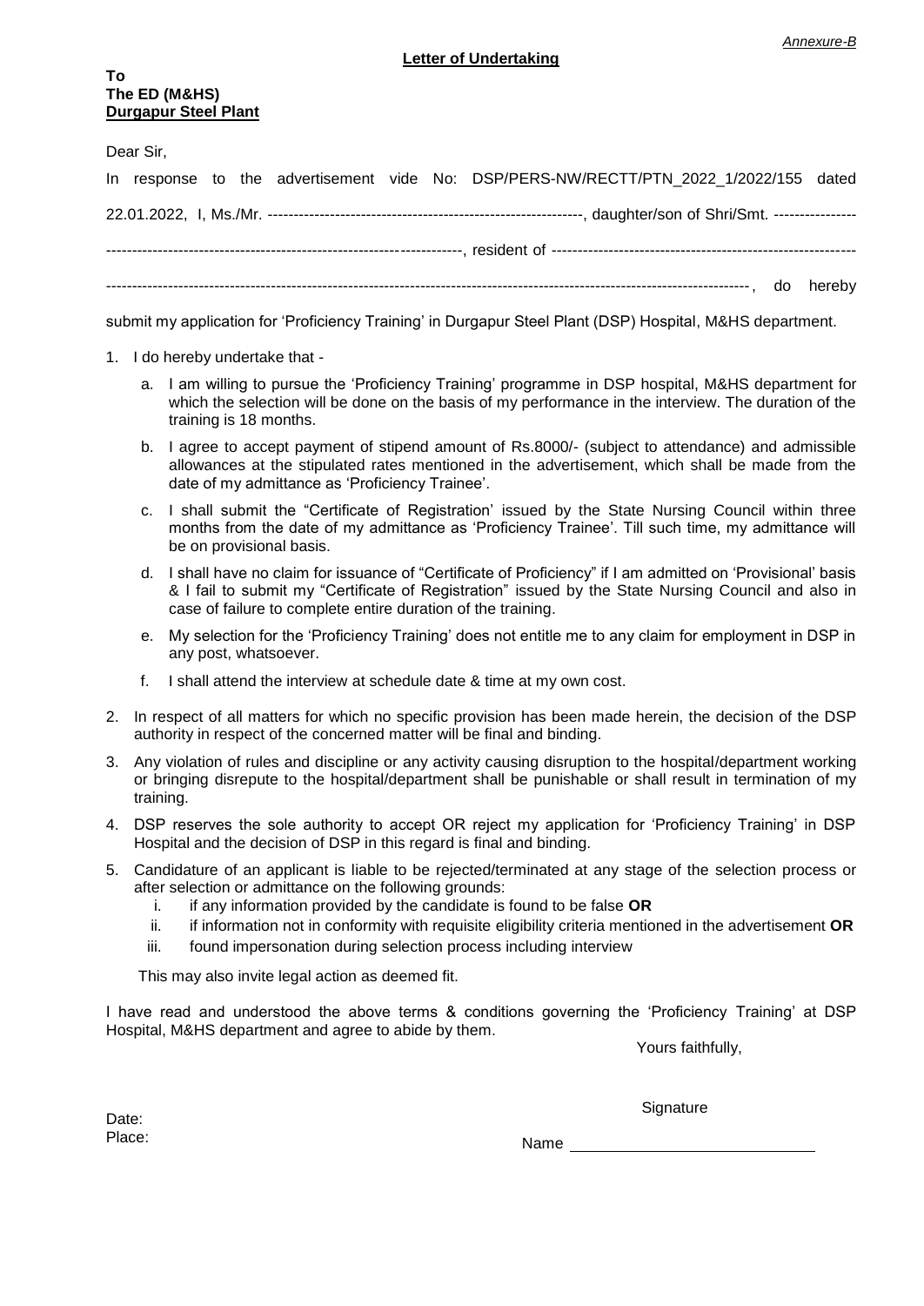*Annexure-B*

**Letter of Undertaking**

**To**
**The ED (M&HS)**
**Durgapur Steel Plant**

Dear Sir,

In response to the advertisement vide No: DSP/PERS-NW/RECTT/PTN_2022_1/2022/155 dated 22.01.2022, I, Ms./Mr. ------------------------------------------------------------, daughter/son of Shri/Smt. ------------------------------------------------------------------------------, resident of ------------------------------------------------------------------------------------------------------------------------------------------------------, do hereby submit my application for 'Proficiency Training' in Durgapur Steel Plant (DSP) Hospital, M&HS department.

1. I do hereby undertake that -
   a. I am willing to pursue the 'Proficiency Training' programme in DSP hospital, M&HS department for which the selection will be done on the basis of my performance in the interview. The duration of the training is 18 months.
   b. I agree to accept payment of stipend amount of Rs.8000/- (subject to attendance) and admissible allowances at the stipulated rates mentioned in the advertisement, which shall be made from the date of my admittance as 'Proficiency Trainee'.
   c. I shall submit the "Certificate of Registration' issued by the State Nursing Council within three months from the date of my admittance as 'Proficiency Trainee'. Till such time, my admittance will be on provisional basis.
   d. I shall have no claim for issuance of "Certificate of Proficiency" if I am admitted on 'Provisional' basis & I fail to submit my "Certificate of Registration" issued by the State Nursing Council and also in case of failure to complete entire duration of the training.
   e. My selection for the 'Proficiency Training' does not entitle me to any claim for employment in DSP in any post, whatsoever.
   f. I shall attend the interview at schedule date & time at my own cost.
2. In respect of all matters for which no specific provision has been made herein, the decision of the DSP authority in respect of the concerned matter will be final and binding.
3. Any violation of rules and discipline or any activity causing disruption to the hospital/department working or bringing disrepute to the hospital/department shall be punishable or shall result in termination of my training.
4. DSP reserves the sole authority to accept OR reject my application for 'Proficiency Training' in DSP Hospital and the decision of DSP in this regard is final and binding.
5. Candidature of an applicant is liable to be rejected/terminated at any stage of the selection process or after selection or admittance on the following grounds:
   i. if any information provided by the candidate is found to be false **OR**
   ii. if information not in conformity with requisite eligibility criteria mentioned in the advertisement **OR**
   iii. found impersonation during selection process including interview

   This may also invite legal action as deemed fit.

I have read and understood the above terms & conditions governing the 'Proficiency Training' at DSP Hospital, M&HS department and agree to abide by them.

Yours faithfully,

Signature

Date:

Place:

Name ____________________________